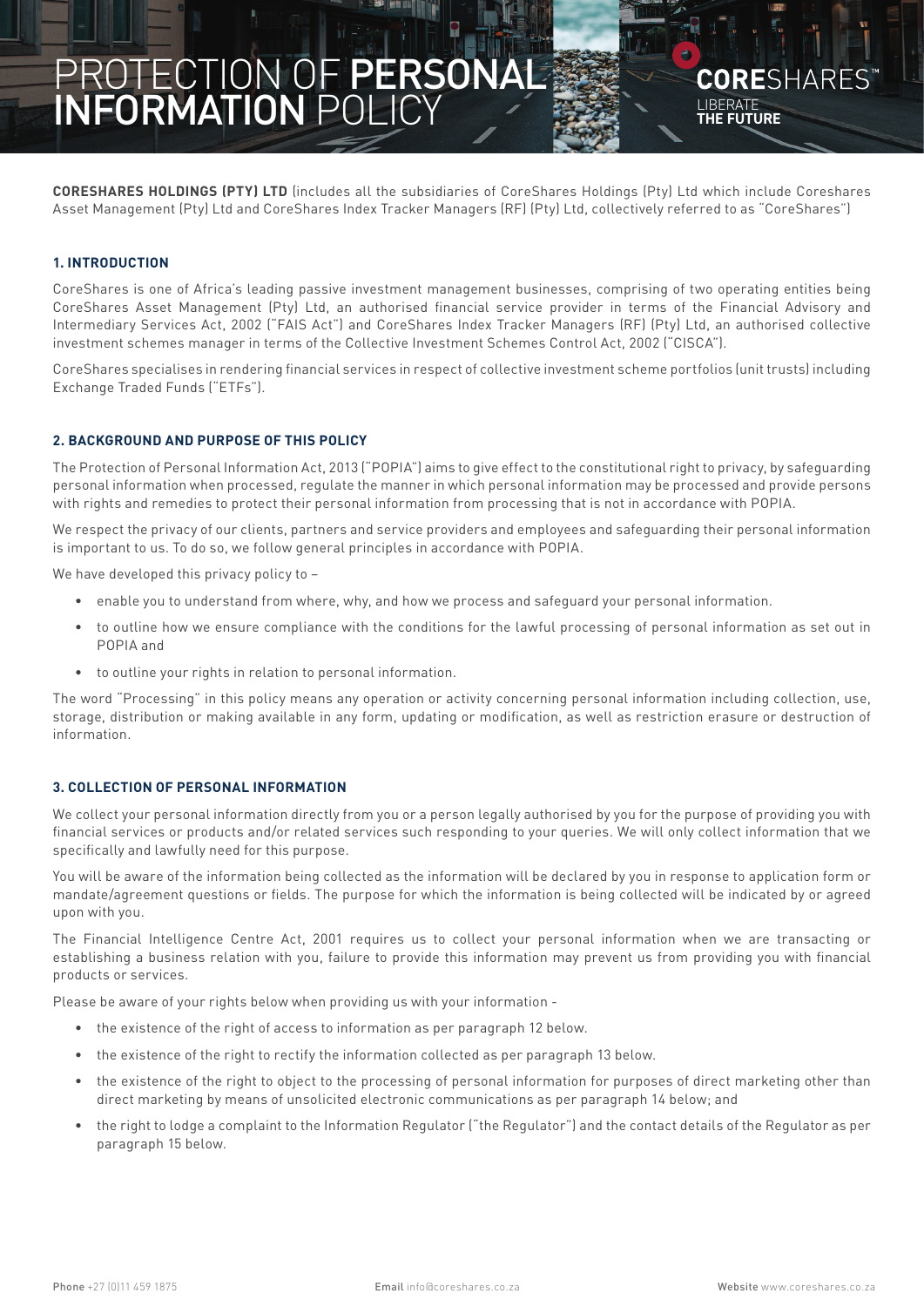# PROTECTION OF **PERSONAL INFORMATION** POLICY

**CORESHARES**
LIBERATE **THE FUTURE**

**CORESHARES HOLDINGS (PTY) LTD** (includes all the subsidiaries of CoreShares Holdings (Pty) Ltd which include Coreshares Asset Management (Pty) Ltd and CoreShares Index Tracker Managers (RF) (Pty) Ltd, collectively referred to as "CoreShares")

## 1. INTRODUCTION

CoreShares is one of Africa's leading passive investment management businesses, comprising of two operating entities being CoreShares Asset Management (Pty) Ltd, an authorised financial service provider in terms of the Financial Advisory and Intermediary Services Act, 2002 ("FAIS Act") and CoreShares Index Tracker Managers (RF) (Pty) Ltd, an authorised collective investment schemes manager in terms of the Collective Investment Schemes Control Act, 2002 ("CISCA").

CoreShares specialises in rendering financial services in respect of collective investment scheme portfolios (unit trusts) including Exchange Traded Funds ("ETFs").

## 2. BACKGROUND AND PURPOSE OF THIS POLICY

The Protection of Personal Information Act, 2013 ("POPIA") aims to give effect to the constitutional right to privacy, by safeguarding personal information when processed, regulate the manner in which personal information may be processed and provide persons with rights and remedies to protect their personal information from processing that is not in accordance with POPIA.

We respect the privacy of our clients, partners and service providers and employees and safeguarding their personal information is important to us. To do so, we follow general principles in accordance with POPIA.

We have developed this privacy policy to –

- enable you to understand from where, why, and how we process and safeguard your personal information.
- to outline how we ensure compliance with the conditions for the lawful processing of personal information as set out in POPIA and
- to outline your rights in relation to personal information.

The word "Processing" in this policy means any operation or activity concerning personal information including collection, use, storage, distribution or making available in any form, updating or modification, as well as restriction erasure or destruction of information.

## 3. COLLECTION OF PERSONAL INFORMATION

We collect your personal information directly from you or a person legally authorised by you for the purpose of providing you with financial services or products and/or related services such responding to your queries. We will only collect information that we specifically and lawfully need for this purpose.

You will be aware of the information being collected as the information will be declared by you in response to application form or mandate/agreement questions or fields. The purpose for which the information is being collected will be indicated by or agreed upon with you.

The Financial Intelligence Centre Act, 2001 requires us to collect your personal information when we are transacting or establishing a business relation with you, failure to provide this information may prevent us from providing you with financial products or services.

Please be aware of your rights below when providing us with your information -

- the existence of the right of access to information as per paragraph 12 below.
- the existence of the right to rectify the information collected as per paragraph 13 below.
- the existence of the right to object to the processing of personal information for purposes of direct marketing other than direct marketing by means of unsolicited electronic communications as per paragraph 14 below; and
- the right to lodge a complaint to the Information Regulator ("the Regulator") and the contact details of the Regulator as per paragraph 15 below.

Phone +27 (0)11 459 1875 Email info@coreshares.co.za Website www.coreshares.co.za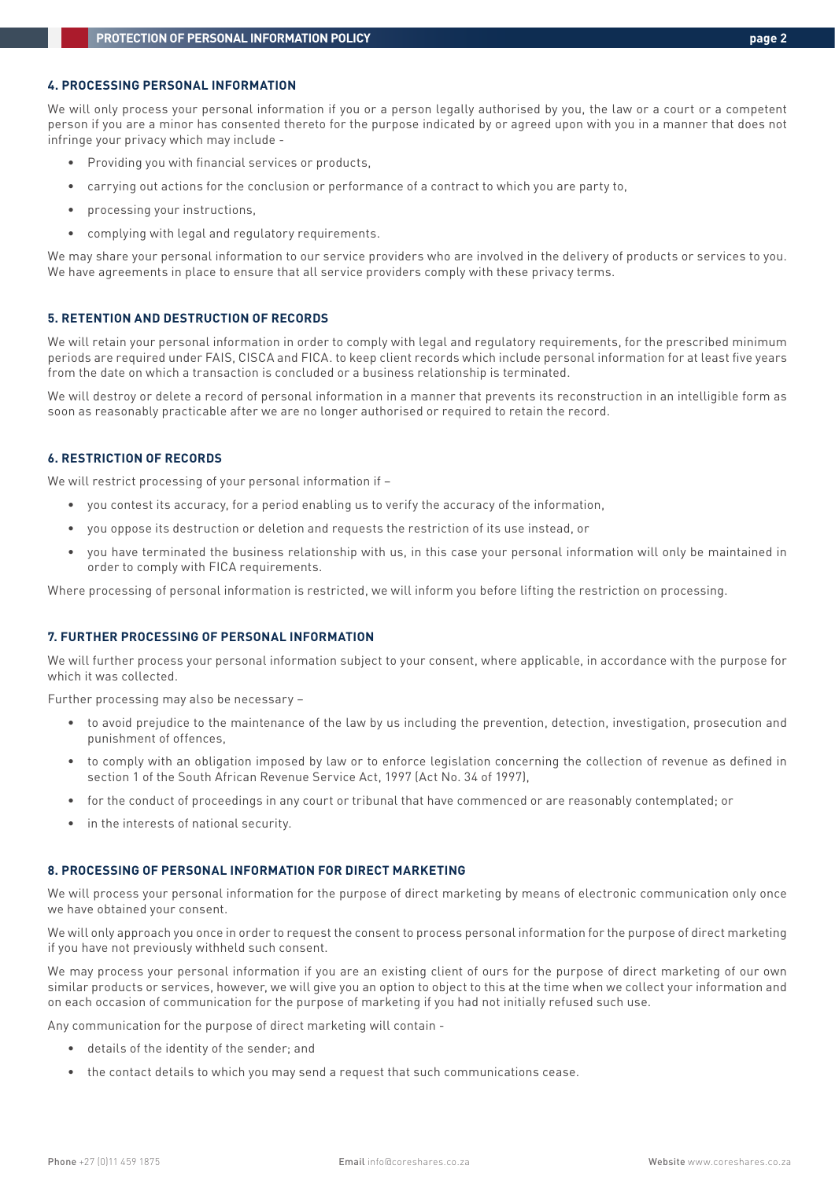#### 4. PROCESSING PERSONAL INFORMATION

We will only process your personal information if you or a person legally authorised by you, the law or a court or a competent person if you are a minor has consented thereto for the purpose indicated by or agreed upon with you in a manner that does not infringe your privacy which may include -

- Providing you with financial services or products,
- carrying out actions for the conclusion or performance of a contract to which you are party to,
- processing your instructions,
- complying with legal and regulatory requirements.

We may share your personal information to our service providers who are involved in the delivery of products or services to you. We have agreements in place to ensure that all service providers comply with these privacy terms.

#### 5. RETENTION AND DESTRUCTION OF RECORDS

We will retain your personal information in order to comply with legal and regulatory requirements, for the prescribed minimum periods are required under FAIS, CISCA and FICA. to keep client records which include personal information for at least five years from the date on which a transaction is concluded or a business relationship is terminated.

We will destroy or delete a record of personal information in a manner that prevents its reconstruction in an intelligible form as soon as reasonably practicable after we are no longer authorised or required to retain the record.

#### 6. RESTRICTION OF RECORDS

We will restrict processing of your personal information if –

- you contest its accuracy, for a period enabling us to verify the accuracy of the information,
- you oppose its destruction or deletion and requests the restriction of its use instead, or
- you have terminated the business relationship with us, in this case your personal information will only be maintained in order to comply with FICA requirements.

Where processing of personal information is restricted, we will inform you before lifting the restriction on processing.

#### 7. FURTHER PROCESSING OF PERSONAL INFORMATION

We will further process your personal information subject to your consent, where applicable, in accordance with the purpose for which it was collected.

Further processing may also be necessary –

- to avoid prejudice to the maintenance of the law by us including the prevention, detection, investigation, prosecution and punishment of offences,
- to comply with an obligation imposed by law or to enforce legislation concerning the collection of revenue as defined in section 1 of the South African Revenue Service Act, 1997 (Act No. 34 of 1997),
- for the conduct of proceedings in any court or tribunal that have commenced or are reasonably contemplated; or
- in the interests of national security.

#### 8. PROCESSING OF PERSONAL INFORMATION FOR DIRECT MARKETING

We will process your personal information for the purpose of direct marketing by means of electronic communication only once we have obtained your consent.

We will only approach you once in order to request the consent to process personal information for the purpose of direct marketing if you have not previously withheld such consent.

We may process your personal information if you are an existing client of ours for the purpose of direct marketing of our own similar products or services, however, we will give you an option to object to this at the time when we collect your information and on each occasion of communication for the purpose of marketing if you had not initially refused such use.

Any communication for the purpose of direct marketing will contain -

- details of the identity of the sender; and
- the contact details to which you may send a request that such communications cease.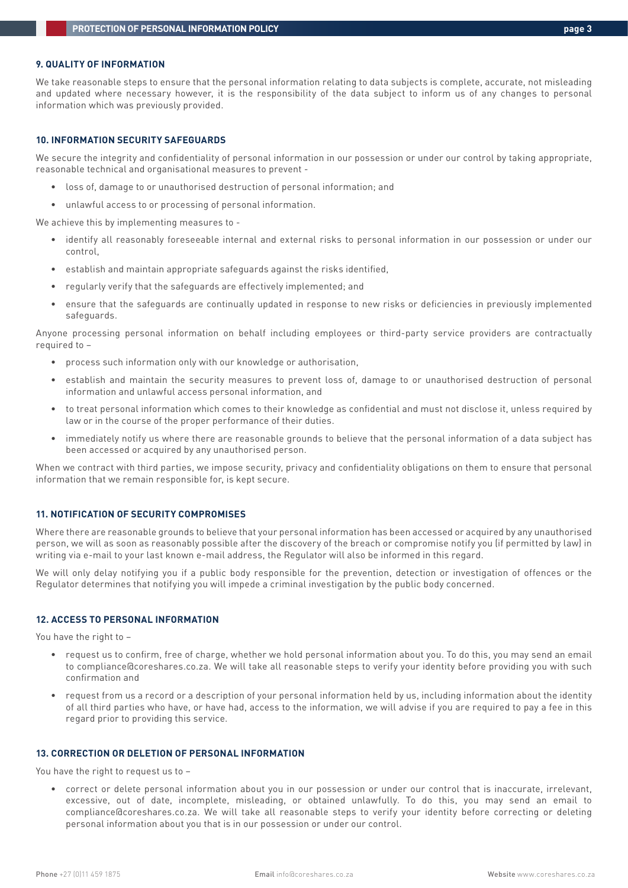### 9. QUALITY OF INFORMATION

We take reasonable steps to ensure that the personal information relating to data subjects is complete, accurate, not misleading and updated where necessary however, it is the responsibility of the data subject to inform us of any changes to personal information which was previously provided.

### 10. INFORMATION SECURITY SAFEGUARDS

We secure the integrity and confidentiality of personal information in our possession or under our control by taking appropriate, reasonable technical and organisational measures to prevent -

- loss of, damage to or unauthorised destruction of personal information; and
- unlawful access to or processing of personal information.

We achieve this by implementing measures to -

- identify all reasonably foreseeable internal and external risks to personal information in our possession or under our control,
- establish and maintain appropriate safeguards against the risks identified,
- regularly verify that the safeguards are effectively implemented; and
- ensure that the safeguards are continually updated in response to new risks or deficiencies in previously implemented safeguards.

Anyone processing personal information on behalf including employees or third-party service providers are contractually required to –

- process such information only with our knowledge or authorisation,
- establish and maintain the security measures to prevent loss of, damage to or unauthorised destruction of personal information and unlawful access personal information, and
- to treat personal information which comes to their knowledge as confidential and must not disclose it, unless required by law or in the course of the proper performance of their duties.
- immediately notify us where there are reasonable grounds to believe that the personal information of a data subject has been accessed or acquired by any unauthorised person.

When we contract with third parties, we impose security, privacy and confidentiality obligations on them to ensure that personal information that we remain responsible for, is kept secure.

### 11. NOTIFICATION OF SECURITY COMPROMISES

Where there are reasonable grounds to believe that your personal information has been accessed or acquired by any unauthorised person, we will as soon as reasonably possible after the discovery of the breach or compromise notify you (if permitted by law) in writing via e-mail to your last known e-mail address, the Regulator will also be informed in this regard.

We will only delay notifying you if a public body responsible for the prevention, detection or investigation of offences or the Regulator determines that notifying you will impede a criminal investigation by the public body concerned.

### 12. ACCESS TO PERSONAL INFORMATION

You have the right to –

- request us to confirm, free of charge, whether we hold personal information about you. To do this, you may send an email to compliance@coreshares.co.za. We will take all reasonable steps to verify your identity before providing you with such confirmation and
- request from us a record or a description of your personal information held by us, including information about the identity of all third parties who have, or have had, access to the information, we will advise if you are required to pay a fee in this regard prior to providing this service.

### 13. CORRECTION OR DELETION OF PERSONAL INFORMATION

You have the right to request us to –

- correct or delete personal information about you in our possession or under our control that is inaccurate, irrelevant, excessive, out of date, incomplete, misleading, or obtained unlawfully. To do this, you may send an email to compliance@coreshares.co.za. We will take all reasonable steps to verify your identity before correcting or deleting personal information about you that is in our possession or under our control.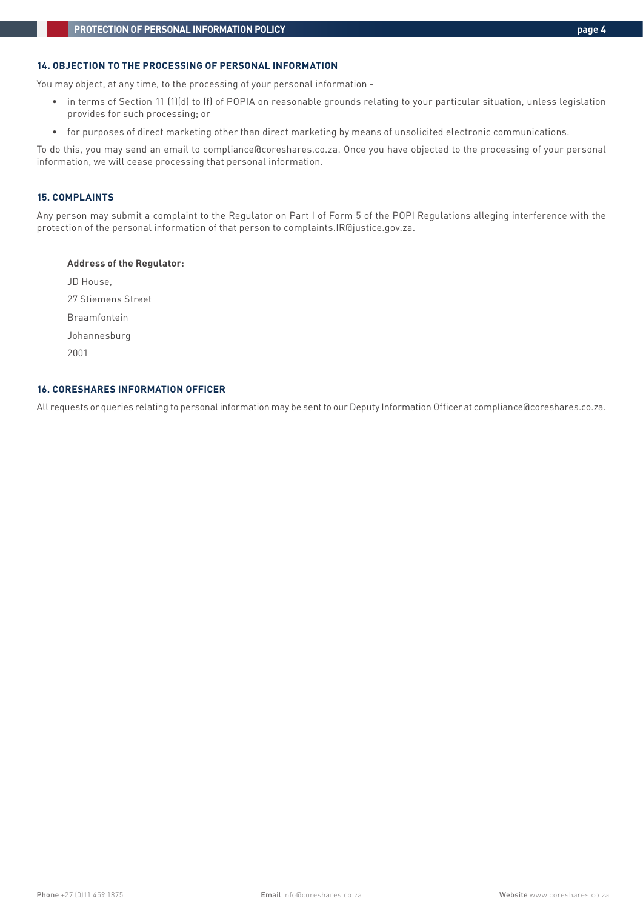## 14. OBJECTION TO THE PROCESSING OF PERSONAL INFORMATION

You may object, at any time, to the processing of your personal information -

- in terms of Section 11 (1)(d) to (f) of POPIA on reasonable grounds relating to your particular situation, unless legislation provides for such processing; or
- for purposes of direct marketing other than direct marketing by means of unsolicited electronic communications.

To do this, you may send an email to compliance@coreshares.co.za. Once you have objected to the processing of your personal information, we will cease processing that personal information.

## 15. COMPLAINTS

Any person may submit a complaint to the Regulator on Part I of Form 5 of the POPI Regulations alleging interference with the protection of the personal information of that person to complaints.IR@justice.gov.za.

**Address of the Regulator:**

JD House,

27 Stiemens Street

Braamfontein

Johannesburg

2001

## 16. CORESHARES INFORMATION OFFICER

All requests or queries relating to personal information may be sent to our Deputy Information Officer at compliance@coreshares.co.za.